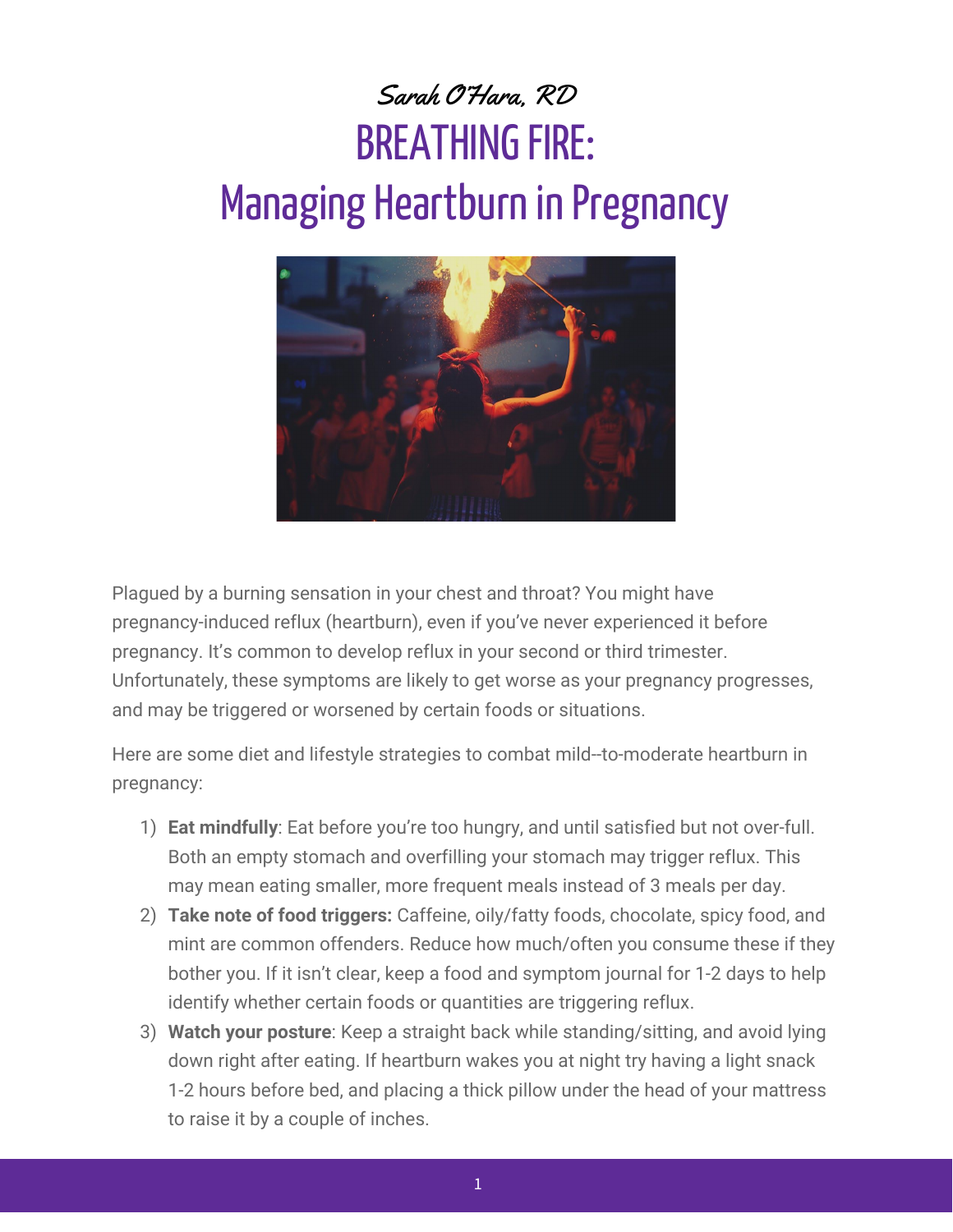*Sarah O'Hara, RD*

# BREATHING FIRE: Managing Heartburn in Pregnancy

Plagued by a burning sensation in your chest and throat? You might have pregnancy-induced reflux (heartburn), even if you've never experienced it before pregnancy. It's common to develop reflux in your second or third trimester. Unfortunately, these symptoms are likely to get worse as your pregnancy progresses, and may be triggered or worsened by certain foods or situations.

Here are some diet and lifestyle strategies to combat mild--to-moderate heartburn in pregnancy:

1) **Eat mindfully**: Eat before you're too hungry, and until satisfied but not over-full. Both an empty stomach and overfilling your stomach may trigger reflux. This may mean eating smaller, more frequent meals instead of 3 meals per day.
2) **Take note of food triggers:** Caffeine, oily/fatty foods, chocolate, spicy food, and mint are common offenders. Reduce how much/often you consume these if they bother you. If it isn't clear, keep a food and symptom journal for 1-2 days to help identify whether certain foods or quantities are triggering reflux.
3) **Watch your posture**: Keep a straight back while standing/sitting, and avoid lying down right after eating. If heartburn wakes you at night try having a light snack 1-2 hours before bed, and placing a thick pillow under the head of your mattress to raise it by a couple of inches.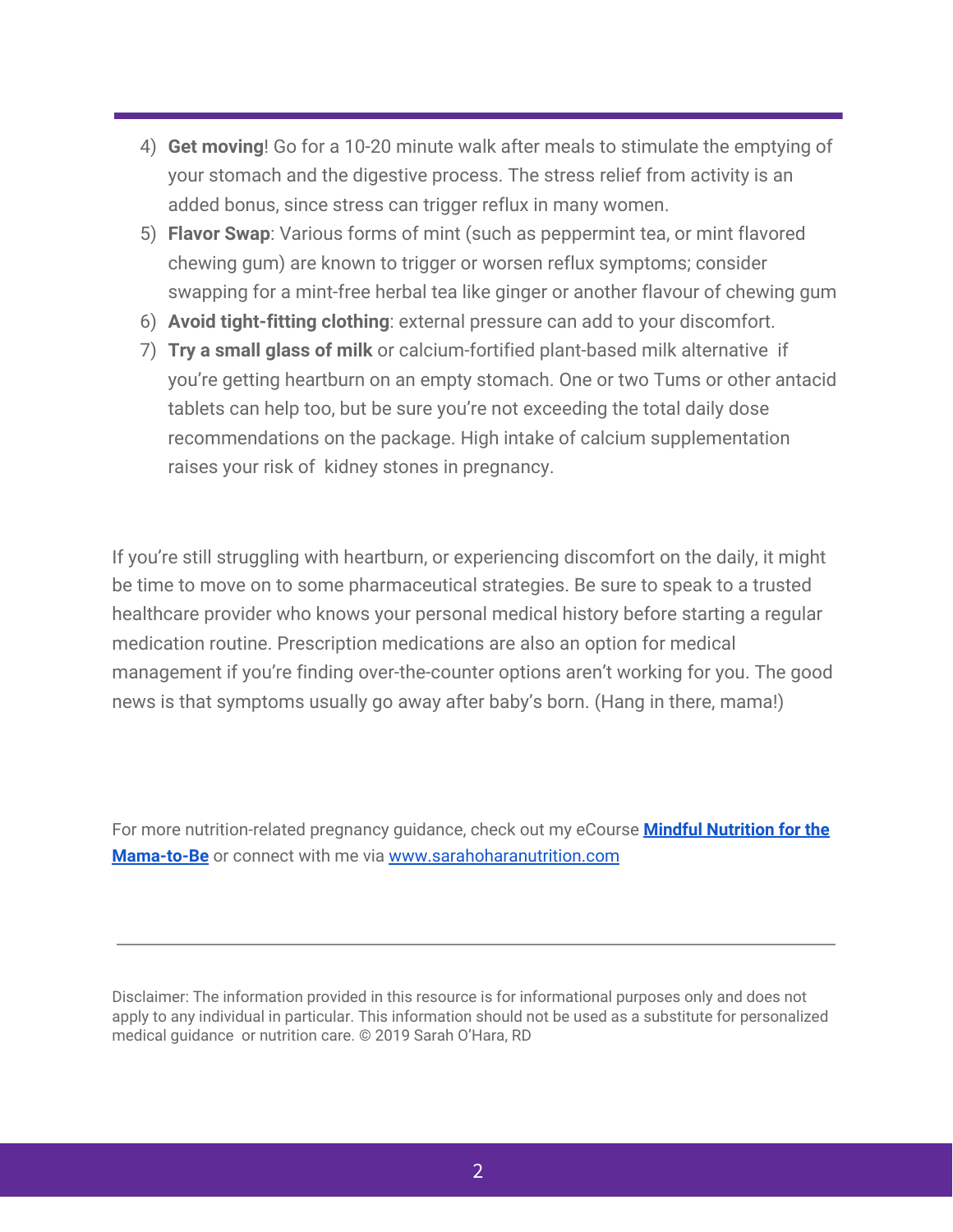4) **Get moving**! Go for a 10-20 minute walk after meals to stimulate the emptying of your stomach and the digestive process. The stress relief from activity is an added bonus, since stress can trigger reflux in many women.
5) **Flavor Swap**: Various forms of mint (such as peppermint tea, or mint flavored chewing gum) are known to trigger or worsen reflux symptoms; consider swapping for a mint-free herbal tea like ginger or another flavour of chewing gum
6) **Avoid tight-fitting clothing**: external pressure can add to your discomfort.
7) **Try a small glass of milk** or calcium-fortified plant-based milk alternative if you're getting heartburn on an empty stomach. One or two Tums or other antacid tablets can help too, but be sure you're not exceeding the total daily dose recommendations on the package. High intake of calcium supplementation raises your risk of kidney stones in pregnancy.

If you're still struggling with heartburn, or experiencing discomfort on the daily, it might be time to move on to some pharmaceutical strategies. Be sure to speak to a trusted healthcare provider who knows your personal medical history before starting a regular medication routine. Prescription medications are also an option for medical management if you're finding over-the-counter options aren't working for you. The good news is that symptoms usually go away after baby's born. (Hang in there, mama!)

For more nutrition-related pregnancy guidance, check out my eCourse **Mindful Nutrition for the Mama-to-Be** or connect with me via www.sarahoharanutrition.com

---

Disclaimer: The information provided in this resource is for informational purposes only and does not apply to any individual in particular. This information should not be used as a substitute for personalized medical guidance or nutrition care. © 2019 Sarah O'Hara, RD